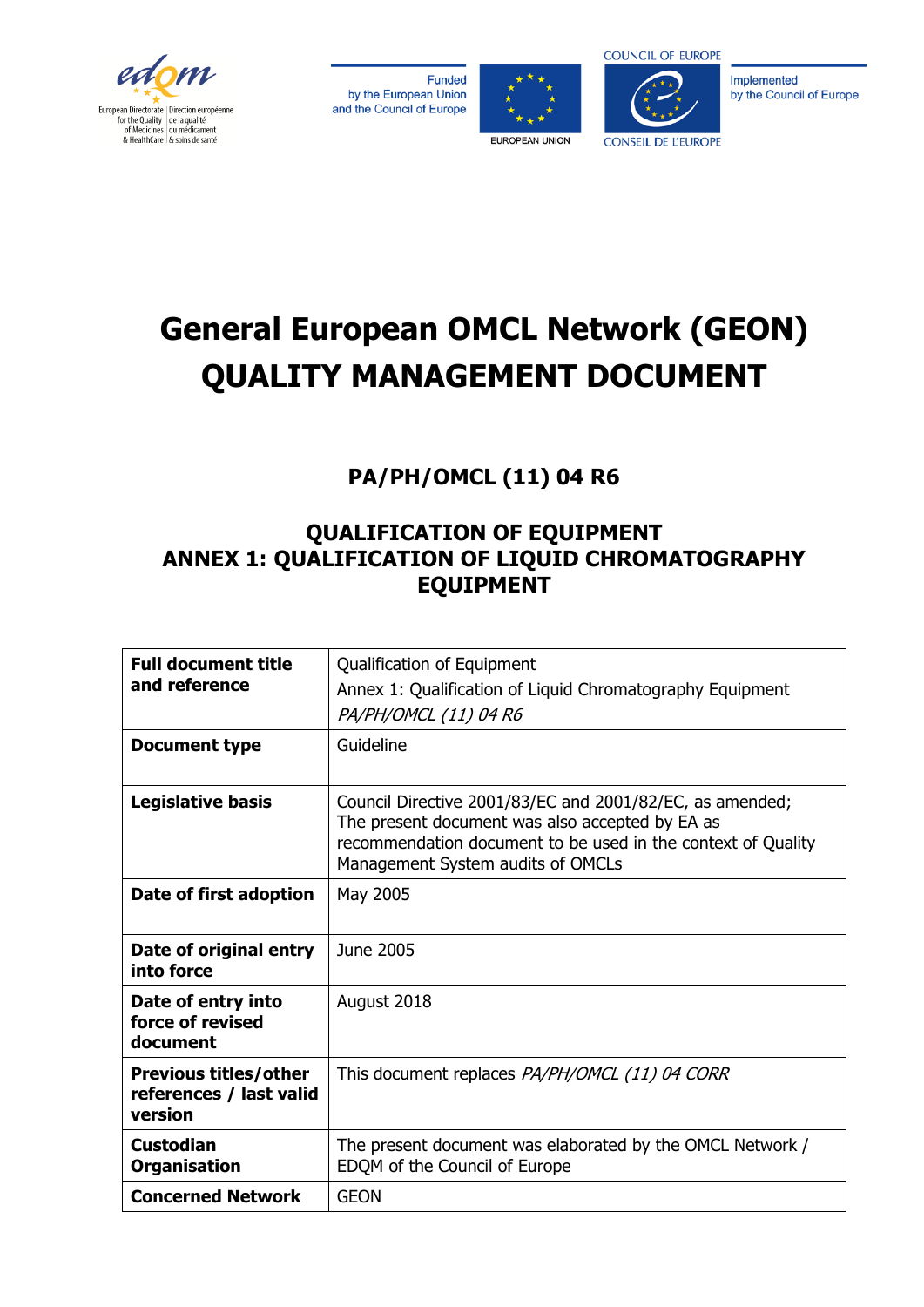# General European OMCL Network (GEON) QUALITY MANAGEMENT DOCUMENT

## PA/PH/OMCL (11) 04 R6

## QUALIFICATION OF EQUIPMENT ANNEX 1: QUALIFICATION OF LIQUID CHROMATOGRAPHY EQUIPMENT

| | |
|---|---|
| **Full document title and reference** | Qualification of Equipment<br>Annex 1: Qualification of Liquid Chromatography Equipment<br>*PA/PH/OMCL (11) 04 R6* |
| **Document type** | Guideline |
| **Legislative basis** | Council Directive 2001/83/EC and 2001/82/EC, as amended; The present document was also accepted by EA as recommendation document to be used in the context of Quality Management System audits of OMCLs |
| **Date of first adoption** | May 2005 |
| **Date of original entry into force** | June 2005 |
| **Date of entry into force of revised document** | August 2018 |
| **Previous titles/other references / last valid version** | This document replaces *PA/PH/OMCL (11) 04 CORR* |
| **Custodian Organisation** | The present document was elaborated by the OMCL Network / EDQM of the Council of Europe |
| **Concerned Network** | GEON |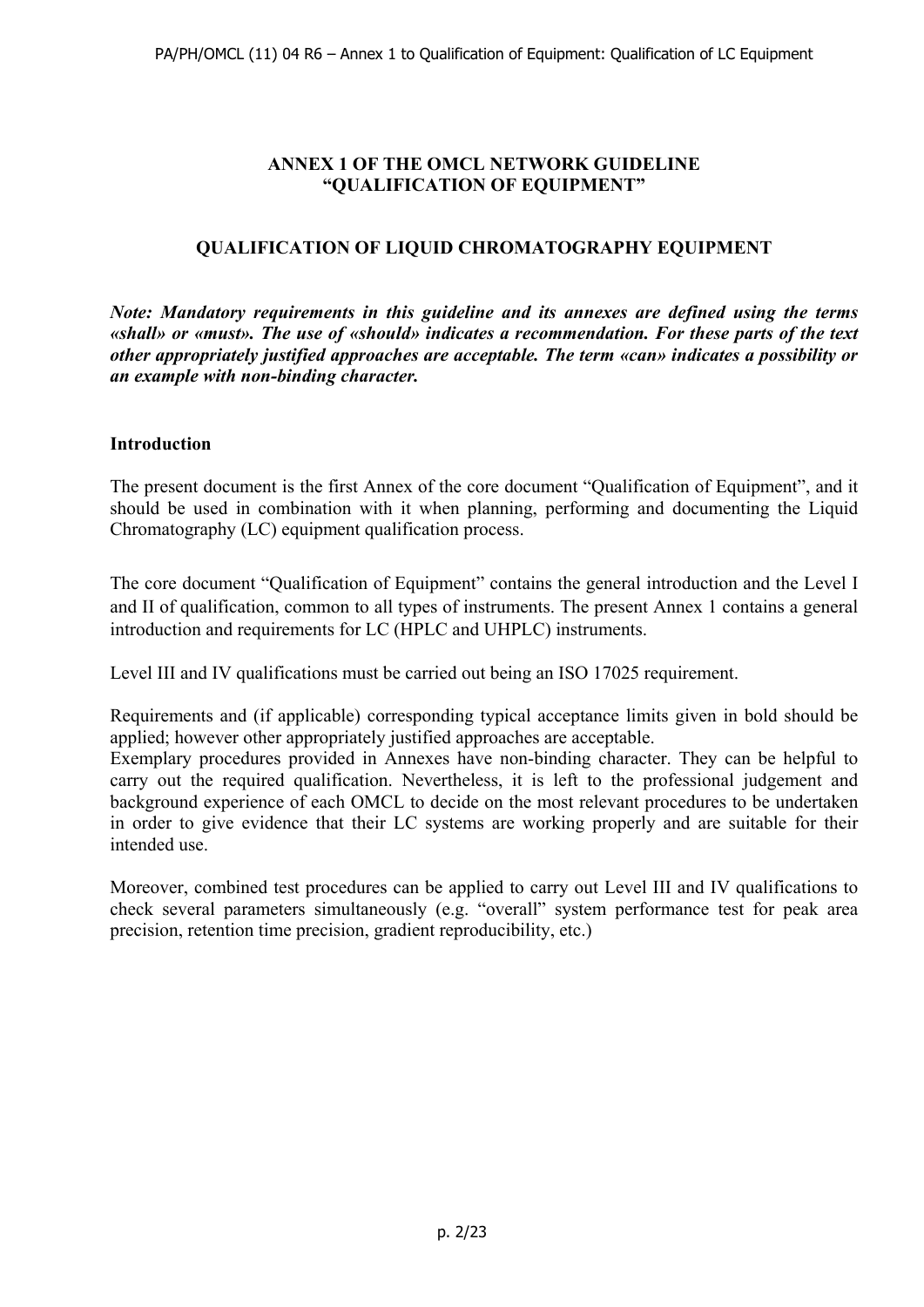## ANNEX 1 OF THE OMCL NETWORK GUIDELINE
## "QUALIFICATION OF EQUIPMENT"

## QUALIFICATION OF LIQUID CHROMATOGRAPHY EQUIPMENT

***Note: Mandatory requirements in this guideline and its annexes are defined using the terms «shall» or «must». The use of «should» indicates a recommendation. For these parts of the text other appropriately justified approaches are acceptable. The term «can» indicates a possibility or an example with non-binding character.***

### Introduction

The present document is the first Annex of the core document "Qualification of Equipment", and it should be used in combination with it when planning, performing and documenting the Liquid Chromatography (LC) equipment qualification process.

The core document "Qualification of Equipment" contains the general introduction and the Level I and II of qualification, common to all types of instruments. The present Annex 1 contains a general introduction and requirements for LC (HPLC and UHPLC) instruments.

Level III and IV qualifications must be carried out being an ISO 17025 requirement.

Requirements and (if applicable) corresponding typical acceptance limits given in bold should be applied; however other appropriately justified approaches are acceptable.
Exemplary procedures provided in Annexes have non-binding character. They can be helpful to carry out the required qualification. Nevertheless, it is left to the professional judgement and background experience of each OMCL to decide on the most relevant procedures to be undertaken in order to give evidence that their LC systems are working properly and are suitable for their intended use.

Moreover, combined test procedures can be applied to carry out Level III and IV qualifications to check several parameters simultaneously (e.g. "overall" system performance test for peak area precision, retention time precision, gradient reproducibility, etc.)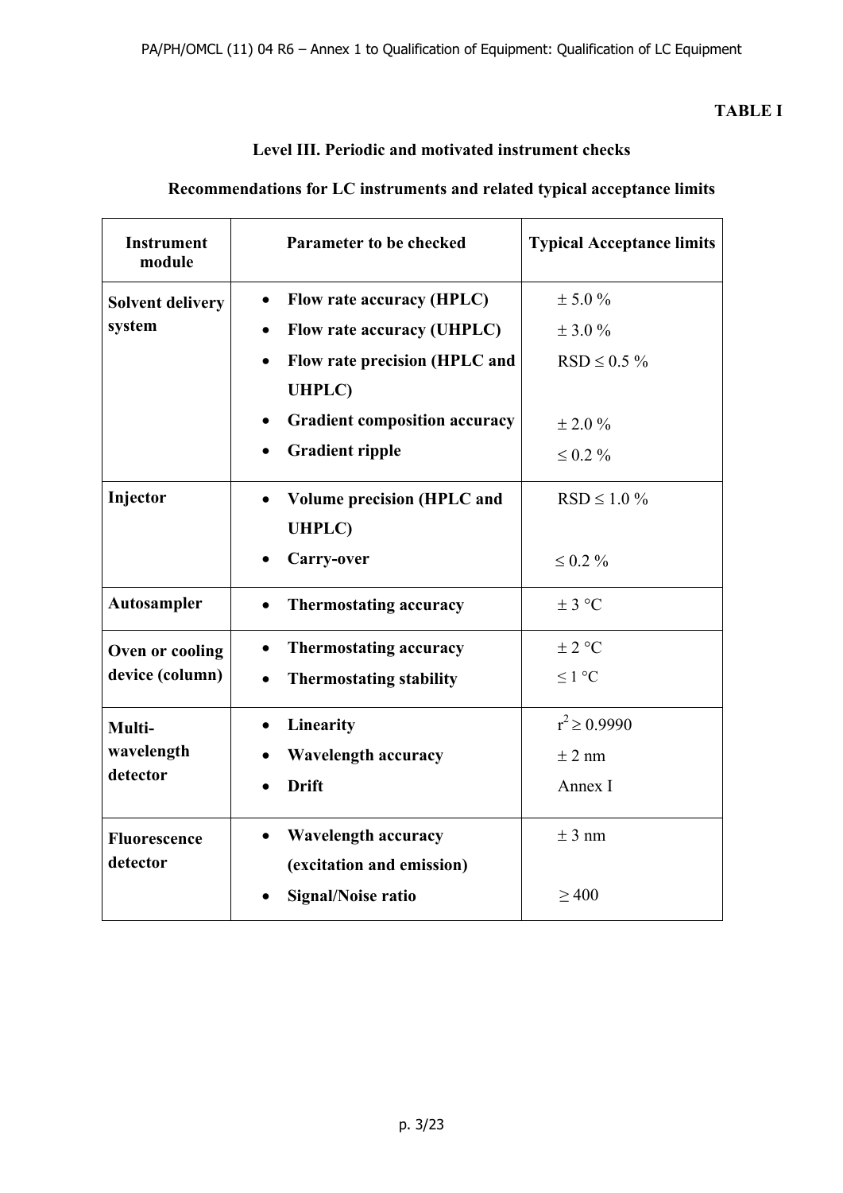**TABLE I**

**Level III. Periodic and motivated instrument checks**

**Recommendations for LC instruments and related typical acceptance limits**

| Instrument module | Parameter to be checked | Typical Acceptance limits |
|---|---|---|
| **Solvent delivery system** | • **Flow rate accuracy (HPLC)**<br>• **Flow rate accuracy (UHPLC)**<br>• **Flow rate precision (HPLC and UHPLC)**<br>• **Gradient composition accuracy**<br>• **Gradient ripple** | ± 5.0 %<br>± 3.0 %<br>RSD ≤ 0.5 %<br>± 2.0 %<br>≤ 0.2 % |
| **Injector** | • **Volume precision (HPLC and UHPLC)**<br>• **Carry-over** | RSD ≤ 1.0 %<br>≤ 0.2 % |
| **Autosampler** | • **Thermostating accuracy** | ± 3 °C |
| **Oven or cooling device (column)** | • **Thermostating accuracy**<br>• **Thermostating stability** | ± 2 °C<br>≤ 1 °C |
| **Multi-wavelength detector** | • **Linearity**<br>• **Wavelength accuracy**<br>• **Drift** | $r^2 \geq 0.9990$<br>± 2 nm<br>Annex I |
| **Fluorescence detector** | • **Wavelength accuracy (excitation and emission)**<br>• **Signal/Noise ratio** | ± 3 nm<br>≥ 400 |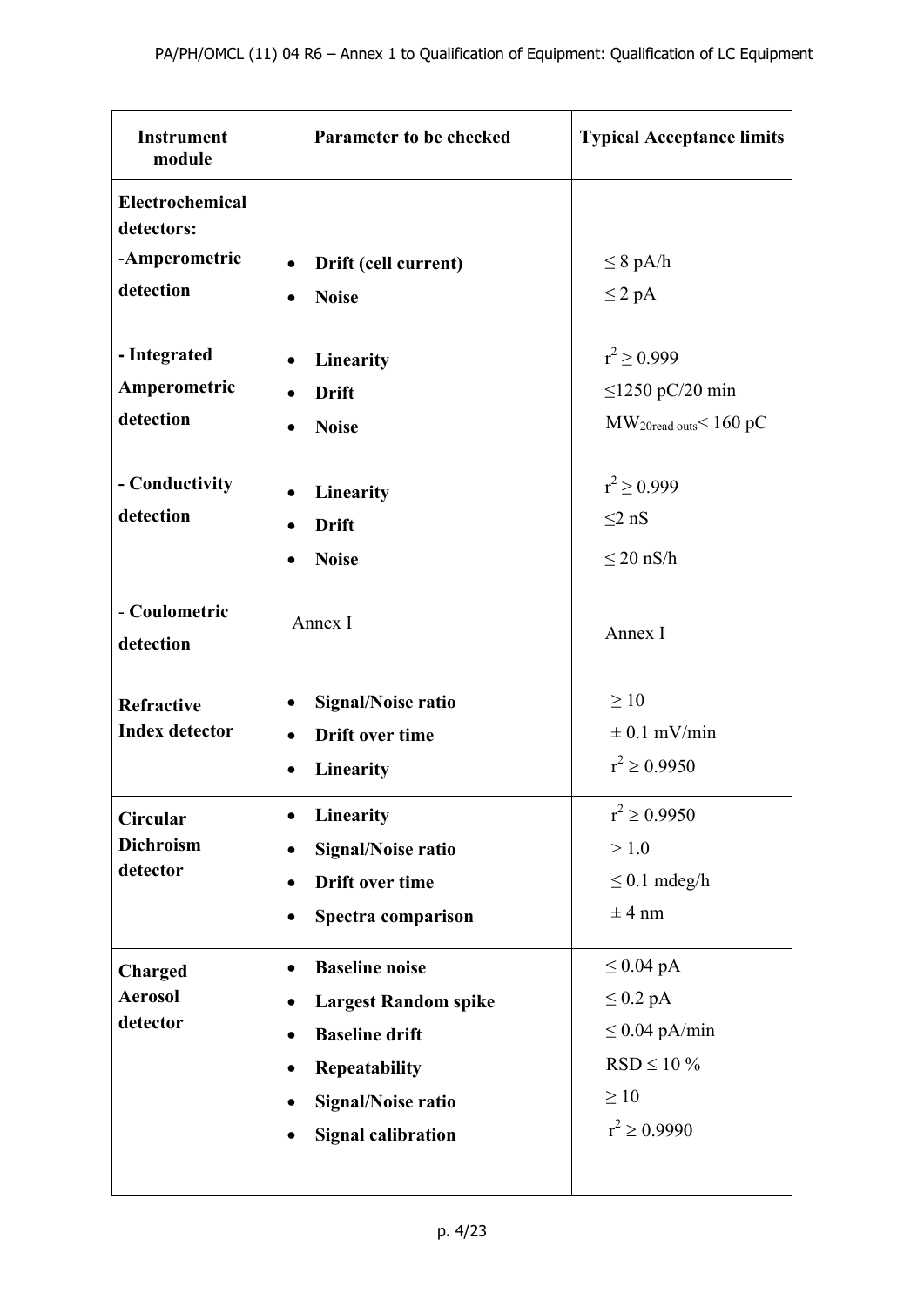| Instrument module | Parameter to be checked | Typical Acceptance limits |
|---|---|---|
| **Electrochemical detectors:** | | |
| -**Amperometric detection** | • **Drift (cell current)**<br>• **Noise** | ≤ 8 pA/h<br>≤ 2 pA |
| **- Integrated Amperometric detection** | • **Linearity**<br>• **Drift**<br>• **Noise** | $r^2 \geq 0.999$<br>≤1250 pC/20 min<br>$MW_{20 \text{read outs}} < 160$ pC |
| **- Conductivity detection** | • **Linearity**<br>• **Drift**<br>• **Noise** | $r^2 \geq 0.999$<br>≤2 nS<br>≤ 20 nS/h |
| - **Coulometric detection** | Annex I | Annex I |
| **Refractive Index detector** | • **Signal/Noise ratio**<br>• **Drift over time**<br>• **Linearity** | ≥ 10<br>± 0.1 mV/min<br>$r^2 \geq 0.9950$ |
| **Circular Dichroism detector** | • **Linearity**<br>• **Signal/Noise ratio**<br>• **Drift over time**<br>• **Spectra comparison** | $r^2 \geq 0.9950$<br>> 1.0<br>≤ 0.1 mdeg/h<br>± 4 nm |
| **Charged Aerosol detector** | • **Baseline noise**<br>• **Largest Random spike**<br>• **Baseline drift**<br>• **Repeatability**<br>• **Signal/Noise ratio**<br>• **Signal calibration** | ≤ 0.04 pA<br>≤ 0.2 pA<br>≤ 0.04 pA/min<br>RSD ≤ 10 %<br>≥ 10<br>$r^2 \geq 0.9990$ |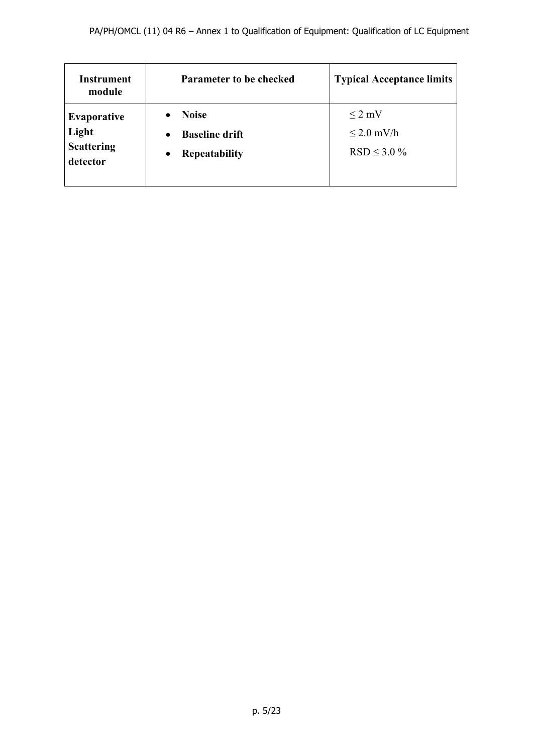| Instrument module | Parameter to be checked | Typical Acceptance limits |
| --- | --- | --- |
| **Evaporative Light Scattering detector** | • **Noise**<br>• **Baseline drift**<br>• **Repeatability** | ≤ 2 mV<br>≤ 2.0 mV/h<br>RSD ≤ 3.0 % |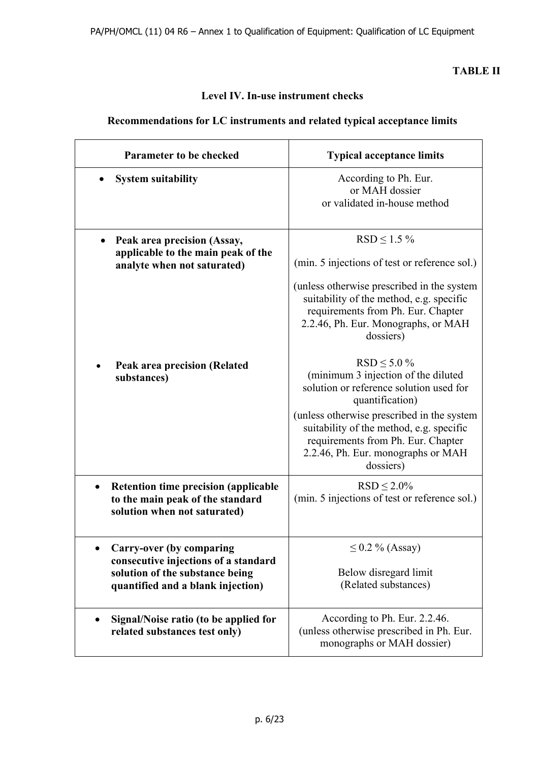**TABLE II**

**Level IV. In-use instrument checks**

**Recommendations for LC instruments and related typical acceptance limits**

| Parameter to be checked | Typical acceptance limits |
|---|---|
| • **System suitability** | According to Ph. Eur. or MAH dossier or validated in-house method |
| • **Peak area precision (Assay, applicable to the main peak of the analyte when not saturated)** | RSD ≤ 1.5 % (min. 5 injections of test or reference sol.) (unless otherwise prescribed in the system suitability of the method, e.g. specific requirements from Ph. Eur. Chapter 2.2.46, Ph. Eur. Monographs, or MAH dossiers) |
| • **Peak area precision (Related substances)** | RSD ≤ 5.0 % (minimum 3 injection of the diluted solution or reference solution used for quantification) (unless otherwise prescribed in the system suitability of the method, e.g. specific requirements from Ph. Eur. Chapter 2.2.46, Ph. Eur. monographs or MAH dossiers) |
| • **Retention time precision (applicable to the main peak of the standard solution when not saturated)** | RSD ≤ 2.0% (min. 5 injections of test or reference sol.) |
| • **Carry-over (by comparing consecutive injections of a standard solution of the substance being quantified and a blank injection)** | ≤ 0.2 % (Assay) Below disregard limit (Related substances) |
| • **Signal/Noise ratio (to be applied for related substances test only)** | According to Ph. Eur. 2.2.46. (unless otherwise prescribed in Ph. Eur. monographs or MAH dossier) |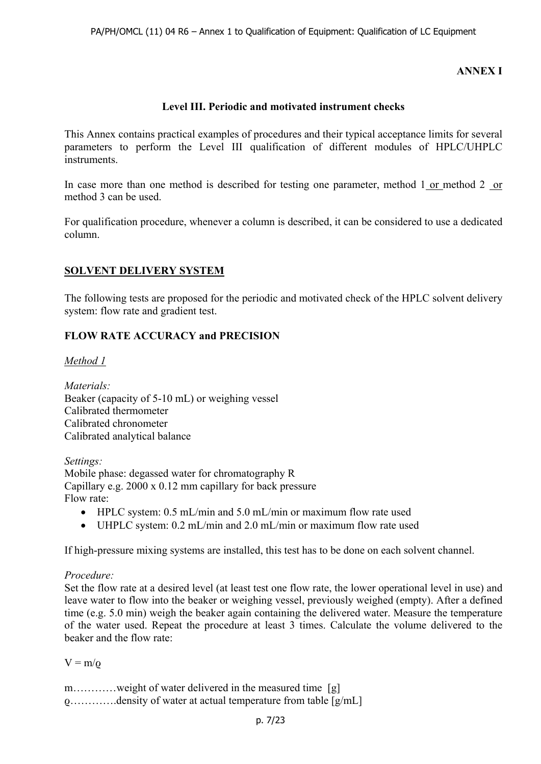**ANNEX I**

## Level III. Periodic and motivated instrument checks

This Annex contains practical examples of procedures and their typical acceptance limits for several parameters to perform the Level III qualification of different modules of HPLC/UHPLC instruments.

In case more than one method is described for testing one parameter, method 1 or method 2 or method 3 can be used.

For qualification procedure, whenever a column is described, it can be considered to use a dedicated column.

## SOLVENT DELIVERY SYSTEM

The following tests are proposed for the periodic and motivated check of the HPLC solvent delivery system: flow rate and gradient test.

### FLOW RATE ACCURACY and PRECISION

*Method 1*

*Materials:*
Beaker (capacity of 5-10 mL) or weighing vessel
Calibrated thermometer
Calibrated chronometer
Calibrated analytical balance

*Settings:*
Mobile phase: degassed water for chromatography R
Capillary e.g. 2000 x 0.12 mm capillary for back pressure
Flow rate:

- HPLC system: 0.5 mL/min and 5.0 mL/min or maximum flow rate used
- UHPLC system: 0.2 mL/min and 2.0 mL/min or maximum flow rate used

If high-pressure mixing systems are installed, this test has to be done on each solvent channel.

*Procedure:*
Set the flow rate at a desired level (at least test one flow rate, the lower operational level in use) and leave water to flow into the beaker or weighing vessel, previously weighed (empty). After a defined time (e.g. 5.0 min) weigh the beaker again containing the delivered water. Measure the temperature of the water used. Repeat the procedure at least 3 times. Calculate the volume delivered to the beaker and the flow rate:

$V = m/\varrho$

m…………weight of water delivered in the measured time [g]
$\varrho$…………density of water at actual temperature from table [g/mL]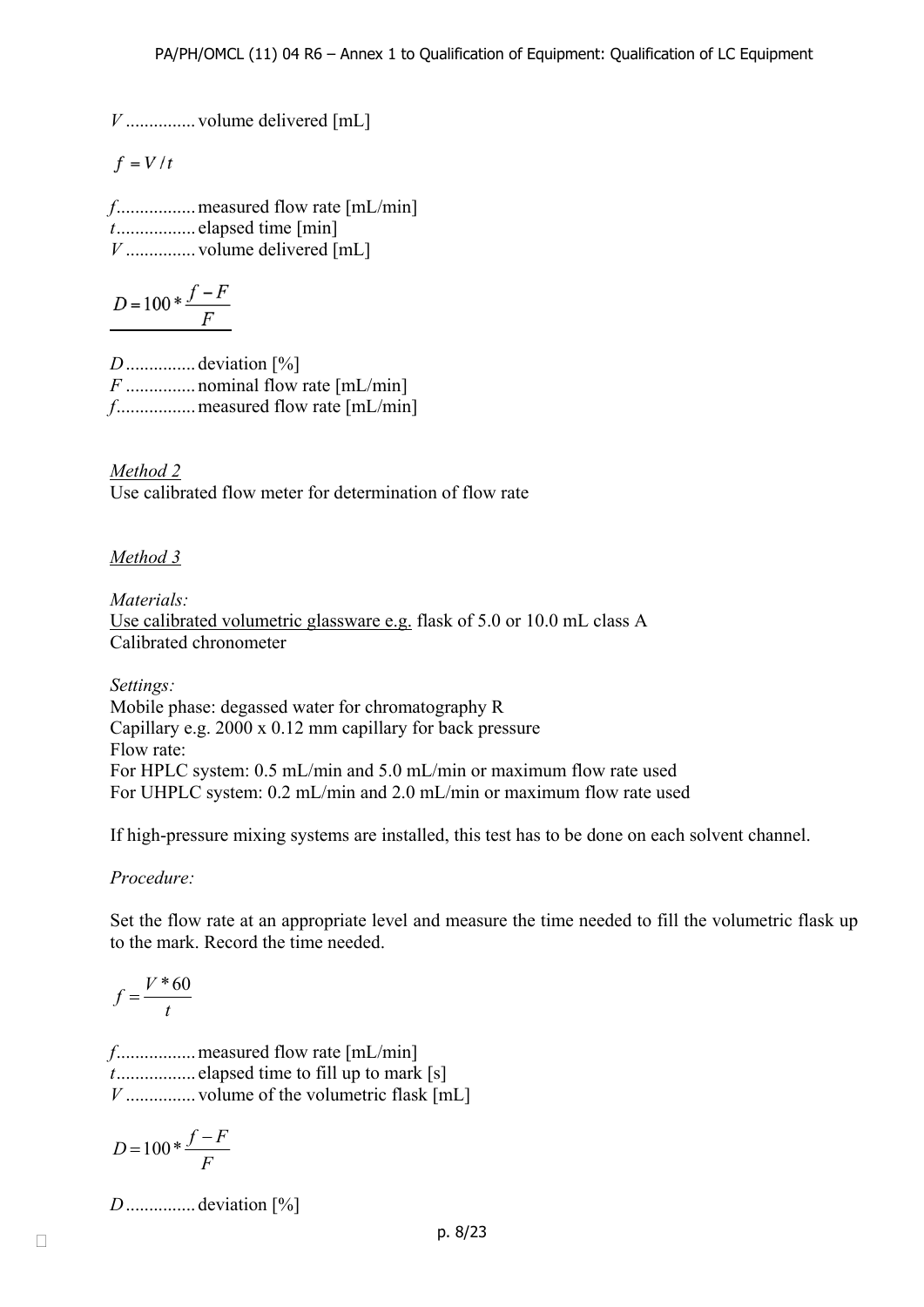$V$ ............... volume delivered [mL]

$$f = V / t$$

$f$................. measured flow rate [mL/min]
$t$................. elapsed time [min]
$V$ ............... volume delivered [mL]

$$D = 100 * \frac{f - F}{F}$$

$D$............... deviation [%]
$F$ ............... nominal flow rate [mL/min]
$f$................. measured flow rate [mL/min]

*Method 2*
Use calibrated flow meter for determination of flow rate

*Method 3*

*Materials:*
Use calibrated volumetric glassware e.g. flask of 5.0 or 10.0 mL class A
Calibrated chronometer

*Settings:*
Mobile phase: degassed water for chromatography R
Capillary e.g. 2000 x 0.12 mm capillary for back pressure
Flow rate:
For HPLC system: 0.5 mL/min and 5.0 mL/min or maximum flow rate used
For UHPLC system: 0.2 mL/min and 2.0 mL/min or maximum flow rate used

If high-pressure mixing systems are installed, this test has to be done on each solvent channel.

*Procedure:*

Set the flow rate at an appropriate level and measure the time needed to fill the volumetric flask up to the mark. Record the time needed.

$$f = \frac{V * 60}{t}$$

$f$................. measured flow rate [mL/min]
$t$................. elapsed time to fill up to mark [s]
$V$ ............... volume of the volumetric flask [mL]

$$D = 100 * \frac{f - F}{F}$$

$D$............... deviation [%]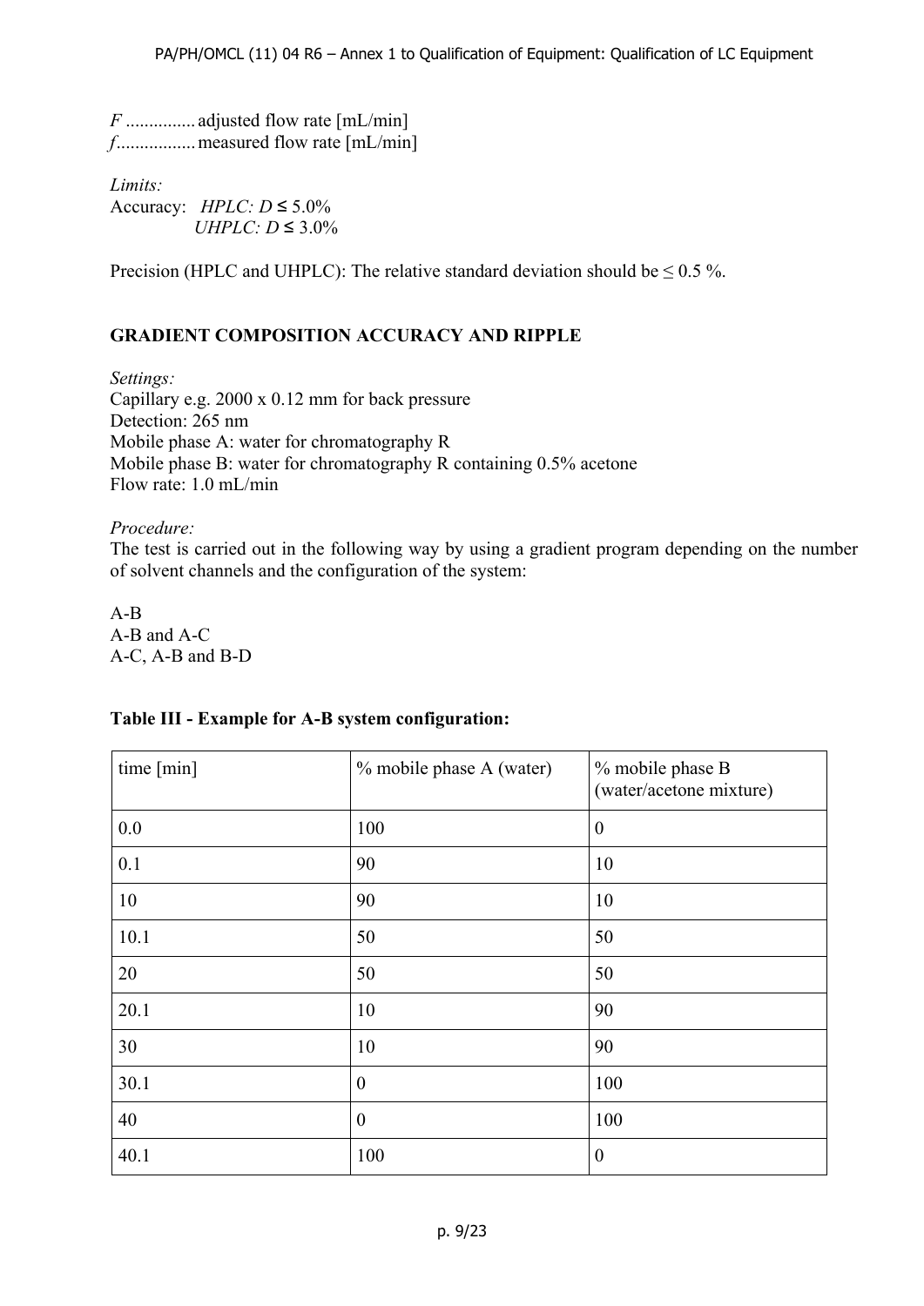$F$ ............... adjusted flow rate [mL/min]
$f$................. measured flow rate [mL/min]

*Limits:*
Accuracy: *HPLC:* $D \leq 5.0\%$
*UHPLC:* $D \leq 3.0\%$

Precision (HPLC and UHPLC): The relative standard deviation should be ≤ 0.5 %.

## GRADIENT COMPOSITION ACCURACY AND RIPPLE

*Settings:*
Capillary e.g. 2000 x 0.12 mm for back pressure
Detection: 265 nm
Mobile phase A: water for chromatography R
Mobile phase B: water for chromatography R containing 0.5% acetone
Flow rate: 1.0 mL/min

*Procedure:*
The test is carried out in the following way by using a gradient program depending on the number of solvent channels and the configuration of the system:

A-B
A-B and A-C
A-C, A-B and B-D

**Table III - Example for A-B system configuration:**

| time [min] | % mobile phase A (water) | % mobile phase B (water/acetone mixture) |
|---|---|---|
| 0.0 | 100 | 0 |
| 0.1 | 90 | 10 |
| 10 | 90 | 10 |
| 10.1 | 50 | 50 |
| 20 | 50 | 50 |
| 20.1 | 10 | 90 |
| 30 | 10 | 90 |
| 30.1 | 0 | 100 |
| 40 | 0 | 100 |
| 40.1 | 100 | 0 |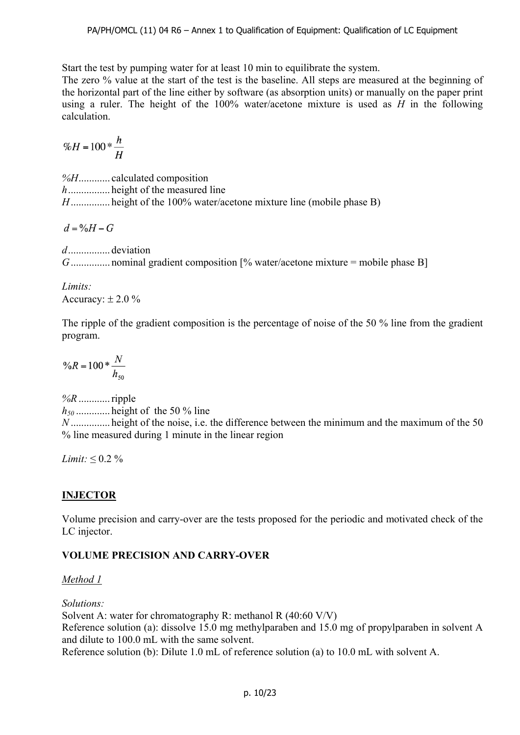Start the test by pumping water for at least 10 min to equilibrate the system.

The zero % value at the start of the test is the baseline. All steps are measured at the beginning of the horizontal part of the line either by software (as absorption units) or manually on the paper print using a ruler. The height of the 100% water/acetone mixture is used as *H* in the following calculation.

$$\%H = 100 * \frac{h}{H}$$

*%H*............ calculated composition
*h*................ height of the measured line
*H*............... height of the 100% water/acetone mixture line (mobile phase B)

$$d = \%H - G$$

*d*................ deviation
*G*............... nominal gradient composition [% water/acetone mixture = mobile phase B]

*Limits:*
Accuracy: ± 2.0 %

The ripple of the gradient composition is the percentage of noise of the 50 % line from the gradient program.

$$\%R = 100 * \frac{N}{h_{50}}$$

*%R* ............ ripple
$h_{50}$ ............. height of the 50 % line
*N*............... height of the noise, i.e. the difference between the minimum and the maximum of the 50 % line measured during 1 minute in the linear region

*Limit:* ≤ 0.2 %

## INJECTOR

Volume precision and carry-over are the tests proposed for the periodic and motivated check of the LC injector.

### VOLUME PRECISION AND CARRY-OVER

*Method 1*

*Solutions:*
Solvent A: water for chromatography R: methanol R (40:60 V/V)
Reference solution (a): dissolve 15.0 mg methylparaben and 15.0 mg of propylparaben in solvent A and dilute to 100.0 mL with the same solvent.
Reference solution (b): Dilute 1.0 mL of reference solution (a) to 10.0 mL with solvent A.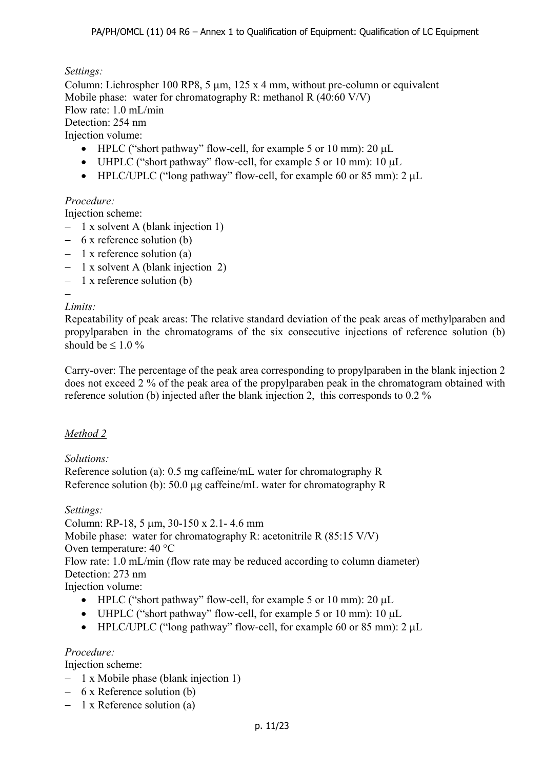*Settings:*

Column: Lichrospher 100 RP8, 5 µm, 125 x 4 mm, without pre-column or equivalent
Mobile phase: water for chromatography R: methanol R (40:60 V/V)
Flow rate: 1.0 mL/min
Detection: 254 nm
Injection volume:

- HPLC ("short pathway" flow-cell, for example 5 or 10 mm): 20 µL
- UHPLC ("short pathway" flow-cell, for example 5 or 10 mm): 10 µL
- HPLC/UPLC ("long pathway" flow-cell, for example 60 or 85 mm): 2 µL

*Procedure:*

Injection scheme:

- 1 x solvent A (blank injection 1)
- 6 x reference solution (b)
- 1 x reference solution (a)
- 1 x solvent A (blank injection 2)
- 1 x reference solution (b)
- 

*Limits:*

Repeatability of peak areas: The relative standard deviation of the peak areas of methylparaben and propylparaben in the chromatograms of the six consecutive injections of reference solution (b) should be ≤ 1.0 %

Carry-over: The percentage of the peak area corresponding to propylparaben in the blank injection 2 does not exceed 2 % of the peak area of the propylparaben peak in the chromatogram obtained with reference solution (b) injected after the blank injection 2, this corresponds to 0.2 %

*<u>Method 2</u>*

*Solutions:*

Reference solution (a): 0.5 mg caffeine/mL water for chromatography R
Reference solution (b): 50.0 µg caffeine/mL water for chromatography R

*Settings:*

Column: RP-18, 5 µm, 30-150 x 2.1- 4.6 mm
Mobile phase: water for chromatography R: acetonitrile R (85:15 V/V)
Oven temperature: 40 °C
Flow rate: 1.0 mL/min (flow rate may be reduced according to column diameter)
Detection: 273 nm
Injection volume:

- HPLC ("short pathway" flow-cell, for example 5 or 10 mm): 20 µL
- UHPLC ("short pathway" flow-cell, for example 5 or 10 mm): 10 µL
- HPLC/UPLC ("long pathway" flow-cell, for example 60 or 85 mm): 2 µL

*Procedure:*

Injection scheme:

- 1 x Mobile phase (blank injection 1)
- 6 x Reference solution (b)
- 1 x Reference solution (a)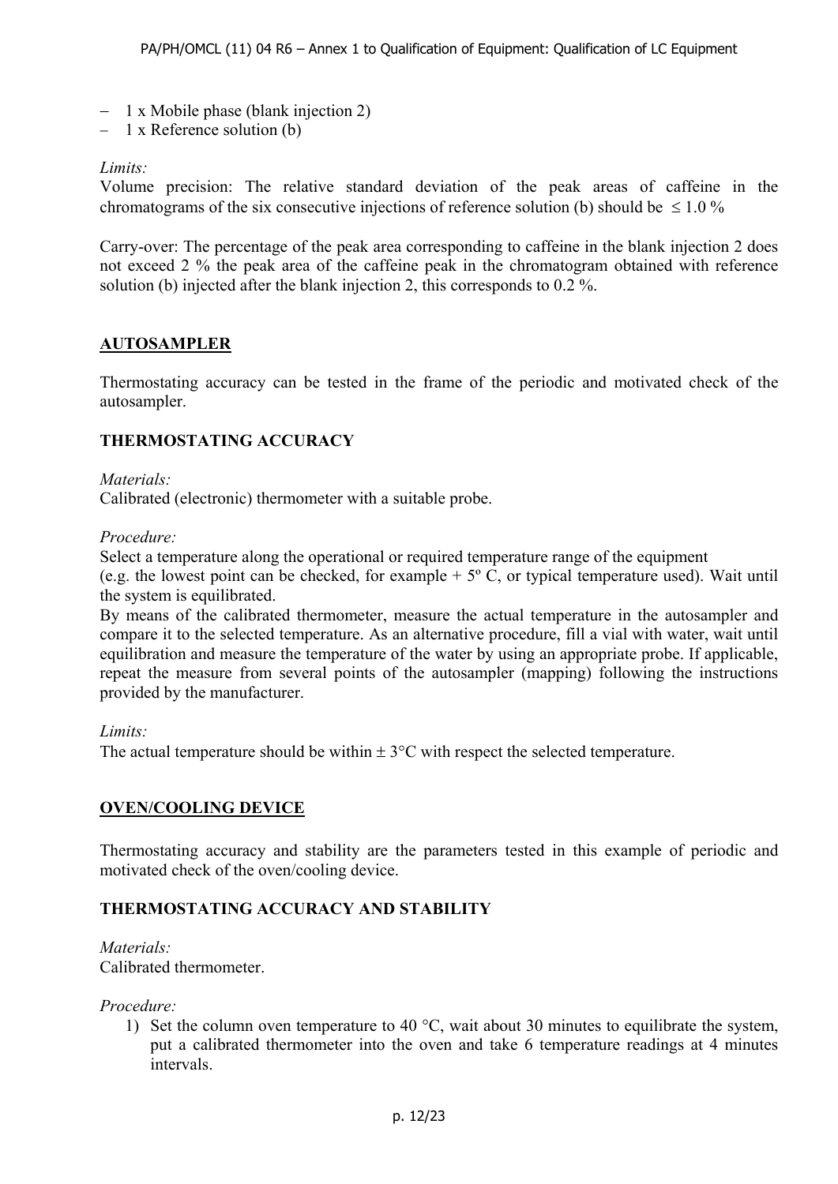- 1 x Mobile phase (blank injection 2)
- 1 x Reference solution (b)

*Limits:*

Volume precision: The relative standard deviation of the peak areas of caffeine in the chromatograms of the six consecutive injections of reference solution (b) should be $\leq 1.0$ %

Carry-over: The percentage of the peak area corresponding to caffeine in the blank injection 2 does not exceed 2 % the peak area of the caffeine peak in the chromatogram obtained with reference solution (b) injected after the blank injection 2, this corresponds to 0.2 %.

## AUTOSAMPLER

Thermostating accuracy can be tested in the frame of the periodic and motivated check of the autosampler.

### THERMOSTATING ACCURACY

*Materials:*

Calibrated (electronic) thermometer with a suitable probe.

*Procedure:*

Select a temperature along the operational or required temperature range of the equipment (e.g. the lowest point can be checked, for example + 5º C, or typical temperature used). Wait until the system is equilibrated.

By means of the calibrated thermometer, measure the actual temperature in the autosampler and compare it to the selected temperature. As an alternative procedure, fill a vial with water, wait until equilibration and measure the temperature of the water by using an appropriate probe. If applicable, repeat the measure from several points of the autosampler (mapping) following the instructions provided by the manufacturer.

*Limits:*

The actual temperature should be within ± 3°C with respect the selected temperature.

## OVEN/COOLING DEVICE

Thermostating accuracy and stability are the parameters tested in this example of periodic and motivated check of the oven/cooling device.

### THERMOSTATING ACCURACY AND STABILITY

*Materials:*

Calibrated thermometer.

*Procedure:*

1) Set the column oven temperature to 40 °C, wait about 30 minutes to equilibrate the system, put a calibrated thermometer into the oven and take 6 temperature readings at 4 minutes intervals.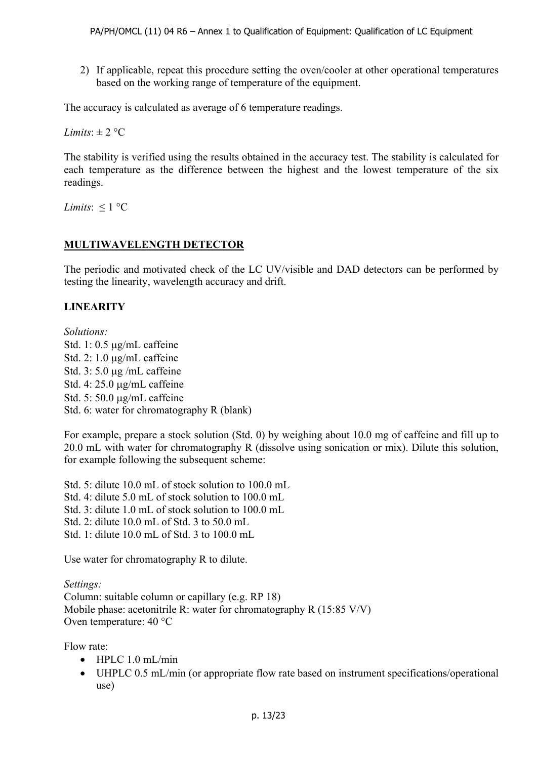2) If applicable, repeat this procedure setting the oven/cooler at other operational temperatures based on the working range of temperature of the equipment.

The accuracy is calculated as average of 6 temperature readings.

*Limits*: ± 2 °C

The stability is verified using the results obtained in the accuracy test. The stability is calculated for each temperature as the difference between the highest and the lowest temperature of the six readings.

*Limits*: ≤ 1 °C

## MULTIWAVELENGTH DETECTOR

The periodic and motivated check of the LC UV/visible and DAD detectors can be performed by testing the linearity, wavelength accuracy and drift.

### LINEARITY

*Solutions:*

Std. 1: 0.5 μg/mL caffeine
Std. 2: 1.0 μg/mL caffeine
Std. 3: 5.0 μg /mL caffeine
Std. 4: 25.0 μg/mL caffeine
Std. 5: 50.0 μg/mL caffeine
Std. 6: water for chromatography R (blank)

For example, prepare a stock solution (Std. 0) by weighing about 10.0 mg of caffeine and fill up to 20.0 mL with water for chromatography R (dissolve using sonication or mix). Dilute this solution, for example following the subsequent scheme:

Std. 5: dilute 10.0 mL of stock solution to 100.0 mL
Std. 4: dilute 5.0 mL of stock solution to 100.0 mL
Std. 3: dilute 1.0 mL of stock solution to 100.0 mL
Std. 2: dilute 10.0 mL of Std. 3 to 50.0 mL
Std. 1: dilute 10.0 mL of Std. 3 to 100.0 mL

Use water for chromatography R to dilute.

*Settings:*

Column: suitable column or capillary (e.g. RP 18)
Mobile phase: acetonitrile R: water for chromatography R (15:85 V/V)
Oven temperature: 40 °C

Flow rate:

- HPLC 1.0 mL/min
- UHPLC 0.5 mL/min (or appropriate flow rate based on instrument specifications/operational use)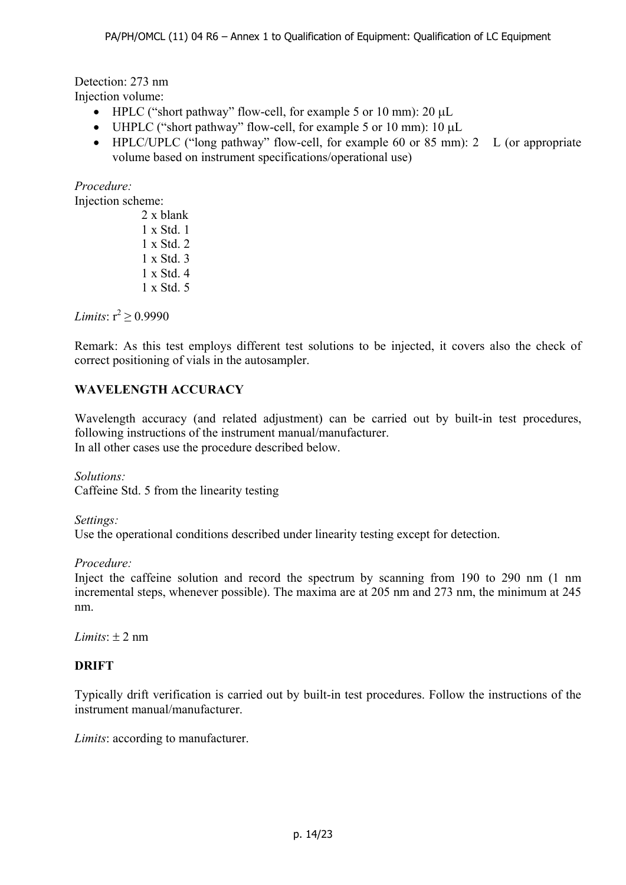Detection: 273 nm

Injection volume:

- HPLC (“short pathway” flow-cell, for example 5 or 10 mm): 20 μL
- UHPLC (“short pathway” flow-cell, for example 5 or 10 mm): 10 μL
- HPLC/UPLC (“long pathway” flow-cell, for example 60 or 85 mm): 2 L (or appropriate volume based on instrument specifications/operational use)

*Procedure:*

Injection scheme:

2 x blank
1 x Std. 1
1 x Std. 2
1 x Std. 3
1 x Std. 4
1 x Std. 5

*Limits*: $r^2 \geq 0.9990$

Remark: As this test employs different test solutions to be injected, it covers also the check of correct positioning of vials in the autosampler.

**WAVELENGTH ACCURACY**

Wavelength accuracy (and related adjustment) can be carried out by built-in test procedures, following instructions of the instrument manual/manufacturer.
In all other cases use the procedure described below.

*Solutions:*

Caffeine Std. 5 from the linearity testing

*Settings:*

Use the operational conditions described under linearity testing except for detection.

*Procedure:*

Inject the caffeine solution and record the spectrum by scanning from 190 to 290 nm (1 nm incremental steps, whenever possible). The maxima are at 205 nm and 273 nm, the minimum at 245 nm.

*Limits*: ± 2 nm

**DRIFT**

Typically drift verification is carried out by built-in test procedures. Follow the instructions of the instrument manual/manufacturer.

*Limits*: according to manufacturer.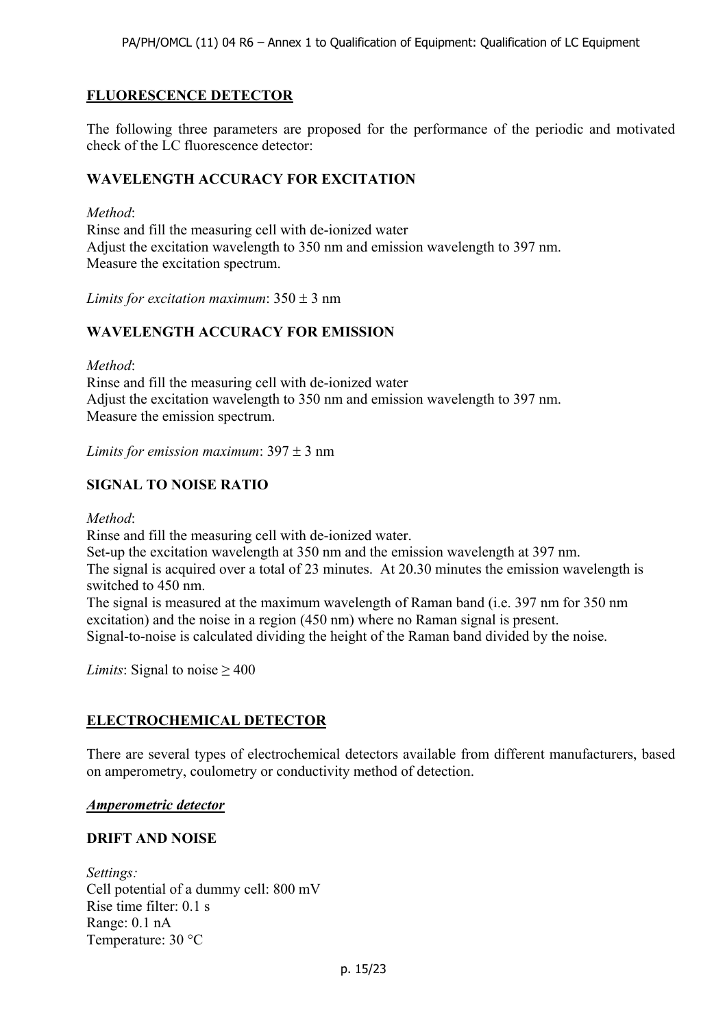## FLUORESCENCE DETECTOR

The following three parameters are proposed for the performance of the periodic and motivated check of the LC fluorescence detector:

### WAVELENGTH ACCURACY FOR EXCITATION

*Method*:
Rinse and fill the measuring cell with de-ionized water
Adjust the excitation wavelength to 350 nm and emission wavelength to 397 nm.
Measure the excitation spectrum.

*Limits for excitation maximum*: 350 ± 3 nm

### WAVELENGTH ACCURACY FOR EMISSION

*Method*:
Rinse and fill the measuring cell with de-ionized water
Adjust the excitation wavelength to 350 nm and emission wavelength to 397 nm.
Measure the emission spectrum.

*Limits for emission maximum*: 397 ± 3 nm

### SIGNAL TO NOISE RATIO

*Method*:
Rinse and fill the measuring cell with de-ionized water.
Set-up the excitation wavelength at 350 nm and the emission wavelength at 397 nm.
The signal is acquired over a total of 23 minutes. At 20.30 minutes the emission wavelength is switched to 450 nm.
The signal is measured at the maximum wavelength of Raman band (i.e. 397 nm for 350 nm excitation) and the noise in a region (450 nm) where no Raman signal is present.
Signal-to-noise is calculated dividing the height of the Raman band divided by the noise.

*Limits*: Signal to noise ≥ 400

## ELECTROCHEMICAL DETECTOR

There are several types of electrochemical detectors available from different manufacturers, based on amperometry, coulometry or conductivity method of detection.

***Amperometric detector***

### DRIFT AND NOISE

*Settings:*
Cell potential of a dummy cell: 800 mV
Rise time filter: 0.1 s
Range: 0.1 nA
Temperature: 30 °C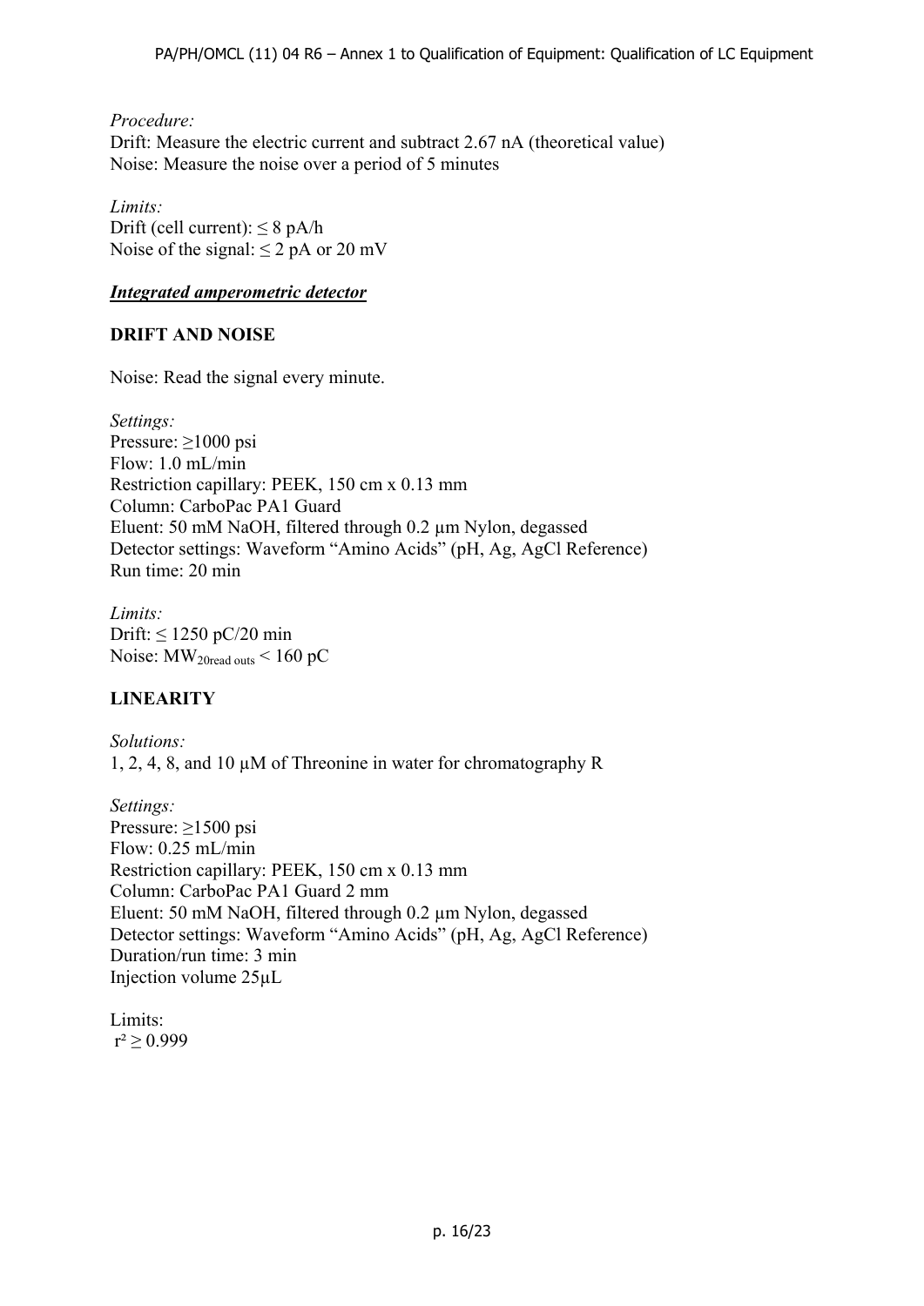*Procedure:*
Drift: Measure the electric current and subtract 2.67 nA (theoretical value)
Noise: Measure the noise over a period of 5 minutes

*Limits:*
Drift (cell current): ≤ 8 pA/h
Noise of the signal: ≤ 2 pA or 20 mV

***Integrated amperometric detector***

**DRIFT AND NOISE**

Noise: Read the signal every minute.

*Settings:*
Pressure: ≥1000 psi
Flow: 1.0 mL/min
Restriction capillary: PEEK, 150 cm x 0.13 mm
Column: CarboPac PA1 Guard
Eluent: 50 mM NaOH, filtered through 0.2 µm Nylon, degassed
Detector settings: Waveform "Amino Acids" (pH, Ag, AgCl Reference)
Run time: 20 min

*Limits:*
Drift: ≤ 1250 pC/20 min
Noise: $MW_{20\text{read outs}}$ < 160 pC

**LINEARITY**

*Solutions:*
1, 2, 4, 8, and 10 µM of Threonine in water for chromatography R

*Settings:*
Pressure: ≥1500 psi
Flow: 0.25 mL/min
Restriction capillary: PEEK, 150 cm x 0.13 mm
Column: CarboPac PA1 Guard 2 mm
Eluent: 50 mM NaOH, filtered through 0.2 µm Nylon, degassed
Detector settings: Waveform "Amino Acids" (pH, Ag, AgCl Reference)
Duration/run time: 3 min
Injection volume 25µL

Limits:
$r^2 \geq 0.999$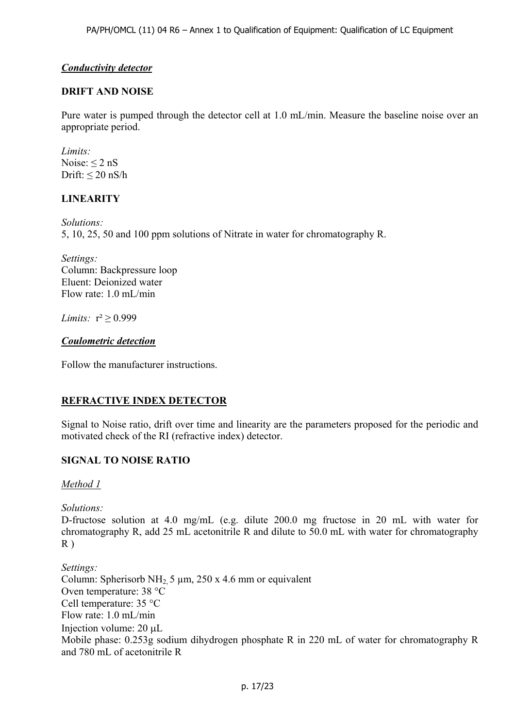### ***Conductivity detector***

**DRIFT AND NOISE**

Pure water is pumped through the detector cell at 1.0 mL/min. Measure the baseline noise over an appropriate period.

*Limits:*
Noise: ≤ 2 nS
Drift: ≤ 20 nS/h

**LINEARITY**

*Solutions:*
5, 10, 25, 50 and 100 ppm solutions of Nitrate in water for chromatography R.

*Settings:*
Column: Backpressure loop
Eluent: Deionized water
Flow rate: 1.0 mL/min

*Limits:* $r^2 \geq 0.999$

### ***Coulometric detection***

Follow the manufacturer instructions.

## **REFRACTIVE INDEX DETECTOR**

Signal to Noise ratio, drift over time and linearity are the parameters proposed for the periodic and motivated check of the RI (refractive index) detector.

**SIGNAL TO NOISE RATIO**

*Method 1*

*Solutions:*
D-fructose solution at 4.0 mg/mL (e.g. dilute 200.0 mg fructose in 20 mL with water for chromatography R, add 25 mL acetonitrile R and dilute to 50.0 mL with water for chromatography R )

*Settings:*
Column: Spherisorb $NH_2$, 5 µm, 250 x 4.6 mm or equivalent
Oven temperature: 38 °C
Cell temperature: 35 °C
Flow rate: 1.0 mL/min
Injection volume: 20 µL
Mobile phase: 0.253g sodium dihydrogen phosphate R in 220 mL of water for chromatography R and 780 mL of acetonitrile R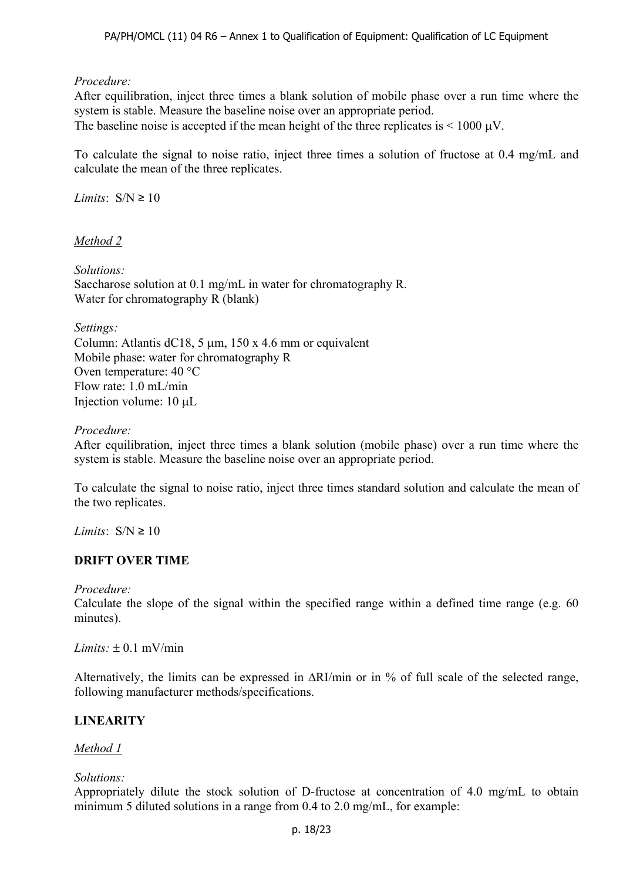*Procedure:*
After equilibration, inject three times a blank solution of mobile phase over a run time where the system is stable. Measure the baseline noise over an appropriate period.
The baseline noise is accepted if the mean height of the three replicates is < 1000 µV.

To calculate the signal to noise ratio, inject three times a solution of fructose at 0.4 mg/mL and calculate the mean of the three replicates.

*Limits*: S/N ≥ 10

*Method 2*

*Solutions:*
Saccharose solution at 0.1 mg/mL in water for chromatography R.
Water for chromatography R (blank)

*Settings:*
Column: Atlantis dC18, 5 µm, 150 x 4.6 mm or equivalent
Mobile phase: water for chromatography R
Oven temperature: 40 °C
Flow rate: 1.0 mL/min
Injection volume: 10 µL

*Procedure:*
After equilibration, inject three times a blank solution (mobile phase) over a run time where the system is stable. Measure the baseline noise over an appropriate period.

To calculate the signal to noise ratio, inject three times standard solution and calculate the mean of the two replicates.

*Limits*: S/N ≥ 10

**DRIFT OVER TIME**

*Procedure:*
Calculate the slope of the signal within the specified range within a defined time range (e.g. 60 minutes).

*Limits:* ± 0.1 mV/min

Alternatively, the limits can be expressed in ΔRI/min or in % of full scale of the selected range, following manufacturer methods/specifications.

**LINEARITY**

*Method 1*

*Solutions:*
Appropriately dilute the stock solution of D-fructose at concentration of 4.0 mg/mL to obtain minimum 5 diluted solutions in a range from 0.4 to 2.0 mg/mL, for example: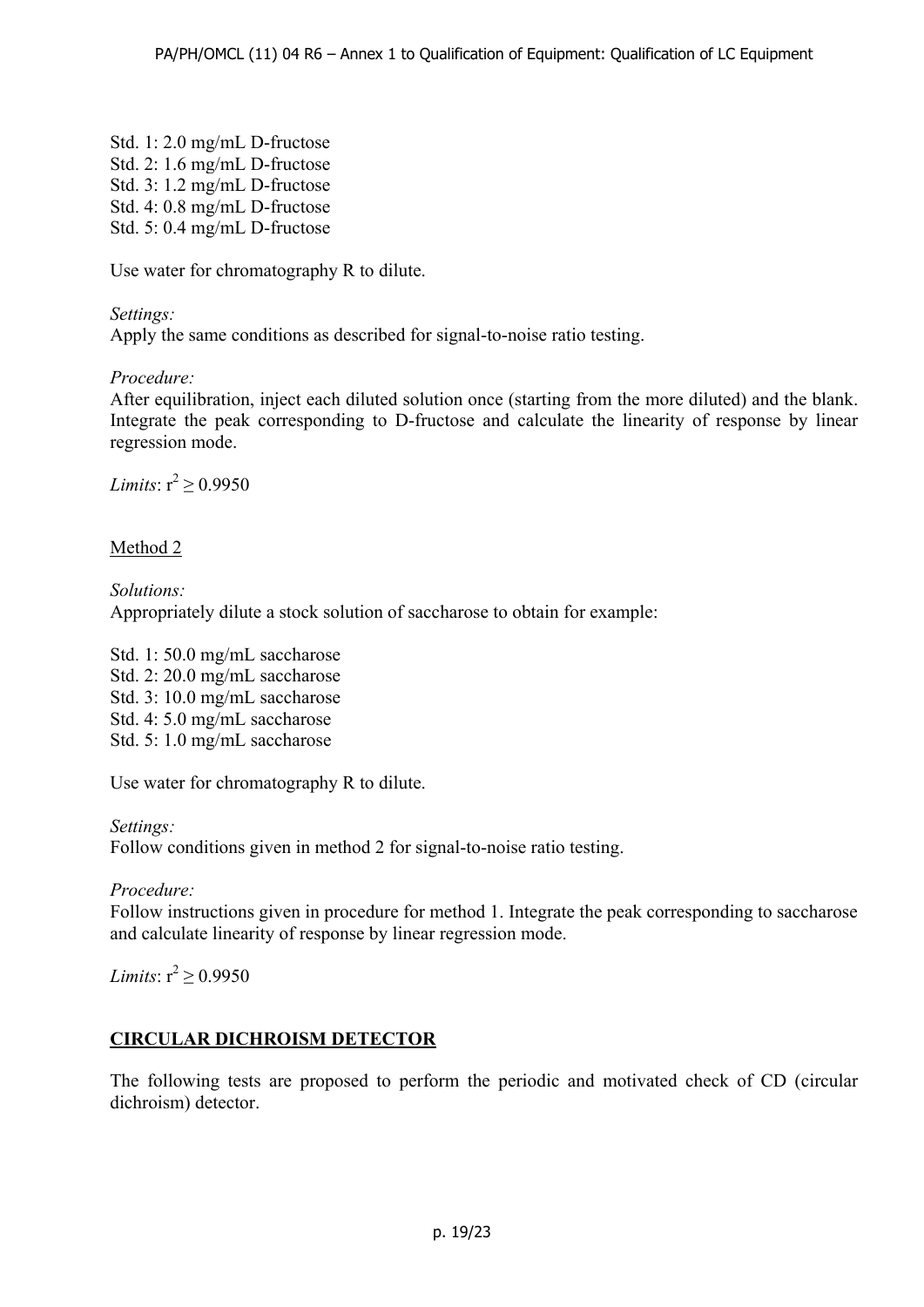Std. 1: 2.0 mg/mL D-fructose
Std. 2: 1.6 mg/mL D-fructose
Std. 3: 1.2 mg/mL D-fructose
Std. 4: 0.8 mg/mL D-fructose
Std. 5: 0.4 mg/mL D-fructose

Use water for chromatography R to dilute.

*Settings:*
Apply the same conditions as described for signal-to-noise ratio testing.

*Procedure:*
After equilibration, inject each diluted solution once (starting from the more diluted) and the blank. Integrate the peak corresponding to D-fructose and calculate the linearity of response by linear regression mode.

*Limits*: $r^2 \geq 0.9950$

Method 2

*Solutions:*
Appropriately dilute a stock solution of saccharose to obtain for example:

Std. 1: 50.0 mg/mL saccharose
Std. 2: 20.0 mg/mL saccharose
Std. 3: 10.0 mg/mL saccharose
Std. 4: 5.0 mg/mL saccharose
Std. 5: 1.0 mg/mL saccharose

Use water for chromatography R to dilute.

*Settings:*
Follow conditions given in method 2 for signal-to-noise ratio testing.

*Procedure:*
Follow instructions given in procedure for method 1. Integrate the peak corresponding to saccharose and calculate linearity of response by linear regression mode.

*Limits*: $r^2 \geq 0.9950$

## CIRCULAR DICHROISM DETECTOR

The following tests are proposed to perform the periodic and motivated check of CD (circular dichroism) detector.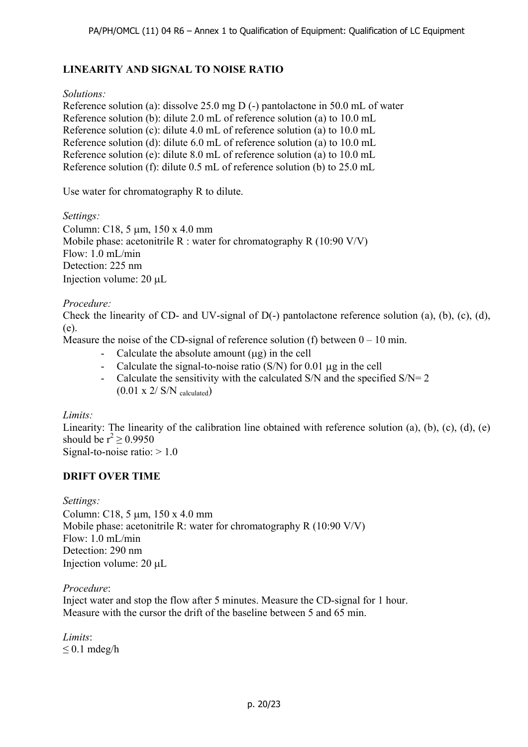## LINEARITY AND SIGNAL TO NOISE RATIO

*Solutions:*

Reference solution (a): dissolve 25.0 mg D (-) pantolactone in 50.0 mL of water
Reference solution (b): dilute 2.0 mL of reference solution (a) to 10.0 mL
Reference solution (c): dilute 4.0 mL of reference solution (a) to 10.0 mL
Reference solution (d): dilute 6.0 mL of reference solution (a) to 10.0 mL
Reference solution (e): dilute 8.0 mL of reference solution (a) to 10.0 mL
Reference solution (f): dilute 0.5 mL of reference solution (b) to 25.0 mL

Use water for chromatography R to dilute.

*Settings:*

Column: C18, 5 μm, 150 x 4.0 mm
Mobile phase: acetonitrile R : water for chromatography R (10:90 V/V)
Flow: 1.0 mL/min
Detection: 225 nm
Injection volume: 20 μL

*Procedure:*

Check the linearity of CD- and UV-signal of D(-) pantolactone reference solution (a), (b), (c), (d), (e).

Measure the noise of the CD-signal of reference solution (f) between 0 – 10 min.

- Calculate the absolute amount (μg) in the cell
- Calculate the signal-to-noise ratio (S/N) for 0.01 μg in the cell
- Calculate the sensitivity with the calculated S/N and the specified S/N= 2 ($0.01 \times 2 / S/N_{calculated}$)

*Limits:*

Linearity: The linearity of the calibration line obtained with reference solution (a), (b), (c), (d), (e) should be $r^2 \geq 0.9950$

Signal-to-noise ratio: > 1.0

## DRIFT OVER TIME

*Settings:*

Column: C18, 5 μm, 150 x 4.0 mm
Mobile phase: acetonitrile R: water for chromatography R (10:90 V/V)
Flow: 1.0 mL/min
Detection: 290 nm
Injection volume: 20 μL

*Procedure*:

Inject water and stop the flow after 5 minutes. Measure the CD-signal for 1 hour.
Measure with the cursor the drift of the baseline between 5 and 65 min.

*Limits*:

≤ 0.1 mdeg/h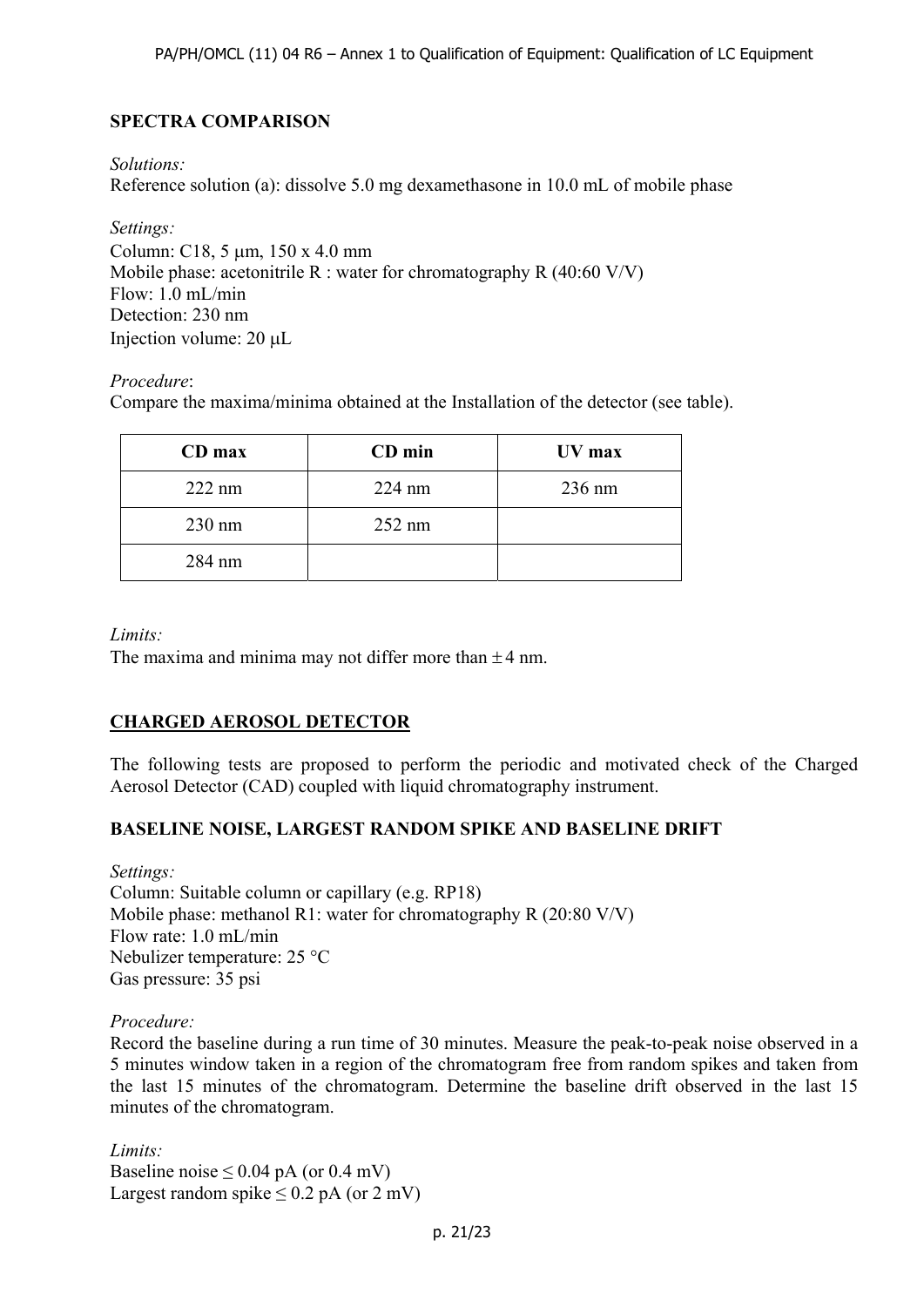**SPECTRA COMPARISON**

*Solutions:*
Reference solution (a): dissolve 5.0 mg dexamethasone in 10.0 mL of mobile phase

*Settings:*
Column: C18, 5 μm, 150 x 4.0 mm
Mobile phase: acetonitrile R : water for chromatography R (40:60 V/V)
Flow: 1.0 mL/min
Detection: 230 nm
Injection volume: 20 μL

*Procedure*:
Compare the maxima/minima obtained at the Installation of the detector (see table).

| CD max | CD min | UV max |
|---|---|---|
| 222 nm | 224 nm | 236 nm |
| 230 nm | 252 nm | |
| 284 nm | | |

*Limits:*
The maxima and minima may not differ more than ± 4 nm.

## CHARGED AEROSOL DETECTOR

The following tests are proposed to perform the periodic and motivated check of the Charged Aerosol Detector (CAD) coupled with liquid chromatography instrument.

**BASELINE NOISE, LARGEST RANDOM SPIKE AND BASELINE DRIFT**

*Settings:*
Column: Suitable column or capillary (e.g. RP18)
Mobile phase: methanol R1: water for chromatography R (20:80 V/V)
Flow rate: 1.0 mL/min
Nebulizer temperature: 25 °C
Gas pressure: 35 psi

*Procedure:*
Record the baseline during a run time of 30 minutes. Measure the peak-to-peak noise observed in a 5 minutes window taken in a region of the chromatogram free from random spikes and taken from the last 15 minutes of the chromatogram. Determine the baseline drift observed in the last 15 minutes of the chromatogram.

*Limits:*
Baseline noise ≤ 0.04 pA (or 0.4 mV)
Largest random spike ≤ 0.2 pA (or 2 mV)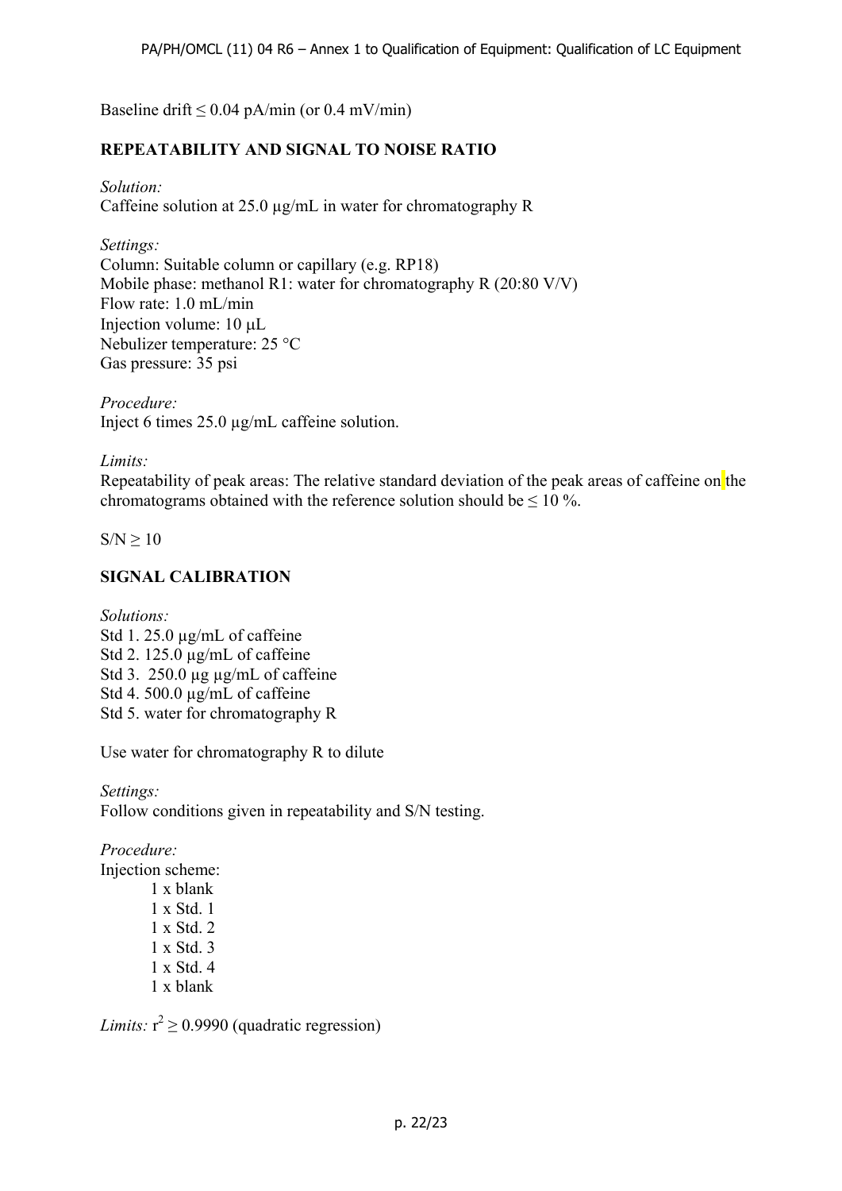Baseline drift ≤ 0.04 pA/min (or 0.4 mV/min)

## REPEATABILITY AND SIGNAL TO NOISE RATIO

*Solution:*
Caffeine solution at 25.0 µg/mL in water for chromatography R

*Settings:*
Column: Suitable column or capillary (e.g. RP18)
Mobile phase: methanol R1: water for chromatography R (20:80 V/V)
Flow rate: 1.0 mL/min
Injection volume: 10 µL
Nebulizer temperature: 25 °C
Gas pressure: 35 psi

*Procedure:*
Inject 6 times 25.0 µg/mL caffeine solution.

*Limits:*
Repeatability of peak areas: The relative standard deviation of the peak areas of caffeine on the chromatograms obtained with the reference solution should be ≤ 10 %.

S/N ≥ 10

## SIGNAL CALIBRATION

*Solutions:*
Std 1. 25.0 µg/mL of caffeine
Std 2. 125.0 µg/mL of caffeine
Std 3. 250.0 µg µg/mL of caffeine
Std 4. 500.0 µg/mL of caffeine
Std 5. water for chromatography R

Use water for chromatography R to dilute

*Settings:*
Follow conditions given in repeatability and S/N testing.

*Procedure:*
Injection scheme:

- 1 x blank
- 1 x Std. 1
- 1 x Std. 2
- 1 x Std. 3
- 1 x Std. 4
- 1 x blank

*Limits:* $r^2 \geq 0.9990$ (quadratic regression)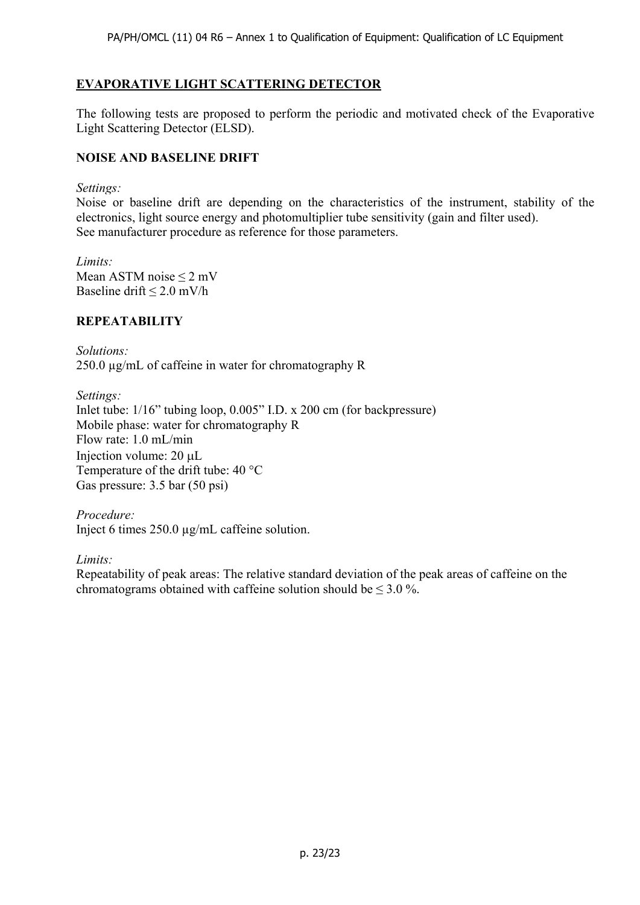## EVAPORATIVE LIGHT SCATTERING DETECTOR

The following tests are proposed to perform the periodic and motivated check of the Evaporative Light Scattering Detector (ELSD).

### NOISE AND BASELINE DRIFT

*Settings:*
Noise or baseline drift are depending on the characteristics of the instrument, stability of the electronics, light source energy and photomultiplier tube sensitivity (gain and filter used).
See manufacturer procedure as reference for those parameters.

*Limits:*
Mean ASTM noise ≤ 2 mV
Baseline drift ≤ 2.0 mV/h

### REPEATABILITY

*Solutions:*
250.0 µg/mL of caffeine in water for chromatography R

*Settings:*
Inlet tube: 1/16" tubing loop, 0.005" I.D. x 200 cm (for backpressure)
Mobile phase: water for chromatography R
Flow rate: 1.0 mL/min
Injection volume: 20 µL
Temperature of the drift tube: 40 °C
Gas pressure: 3.5 bar (50 psi)

*Procedure:*
Inject 6 times 250.0 µg/mL caffeine solution.

*Limits:*
Repeatability of peak areas: The relative standard deviation of the peak areas of caffeine on the chromatograms obtained with caffeine solution should be ≤ 3.0 %.